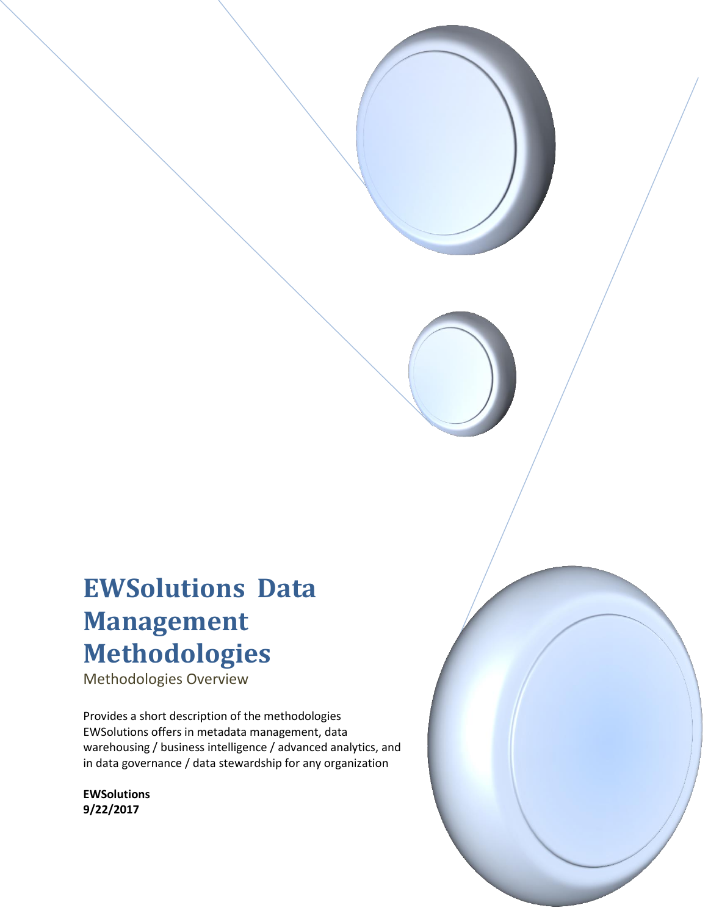# EWSolutions Data Management Methodologies

## Methodologies Overview

Provides a short description of the methodologies EWSolutions offers in metadata management, data warehousing / business intelligence / advanced analytics, and in data governance / data stewardship for any organization

**EWSolutions**
**9/22/2017**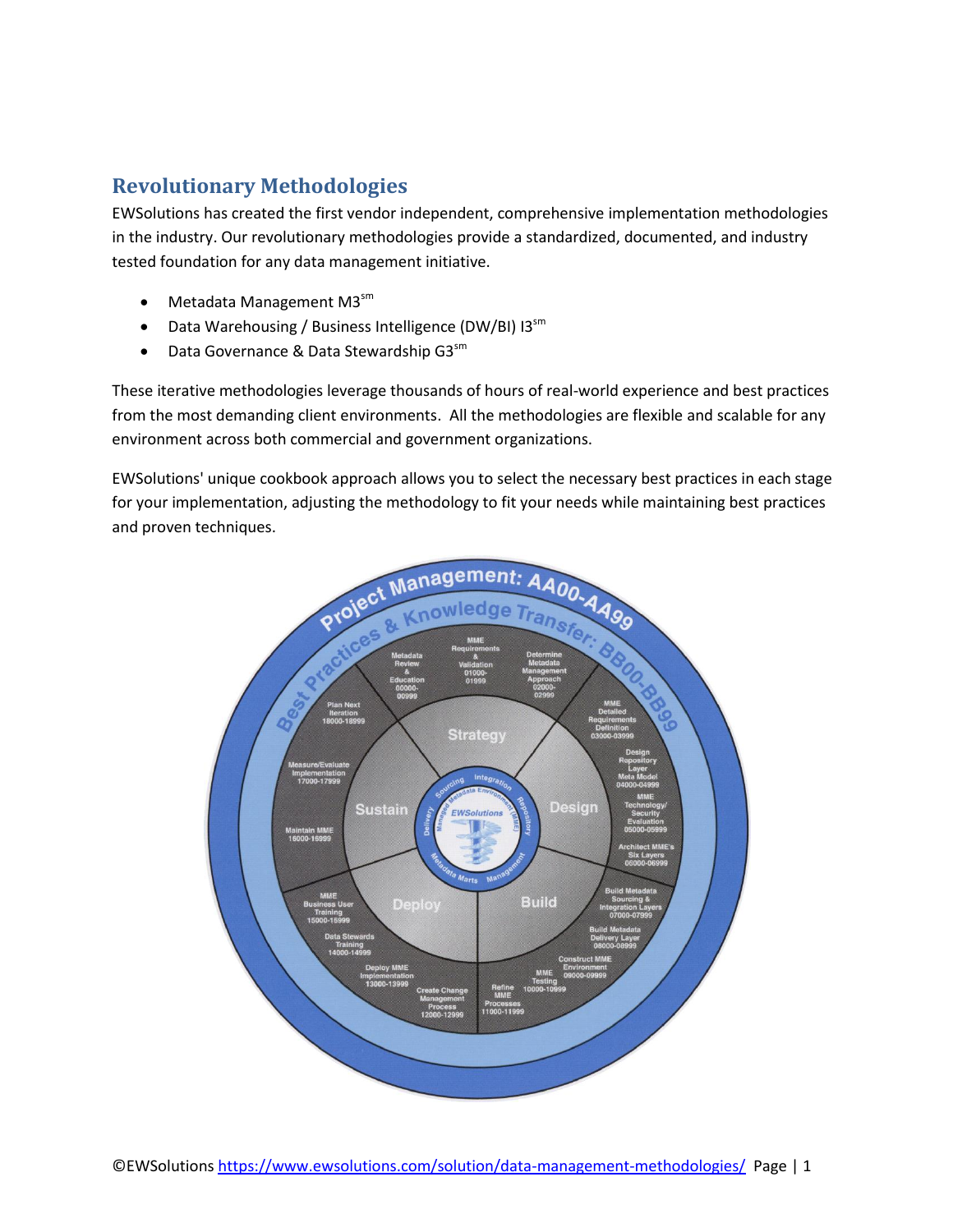## Revolutionary Methodologies

EWSolutions has created the first vendor independent, comprehensive implementation methodologies in the industry. Our revolutionary methodologies provide a standardized, documented, and industry tested foundation for any data management initiative.

- Metadata Management M3[sm]
- Data Warehousing / Business Intelligence (DW/BI) I3[sm]
- Data Governance & Data Stewardship G3[sm]

These iterative methodologies leverage thousands of hours of real-world experience and best practices from the most demanding client environments. All the methodologies are flexible and scalable for any environment across both commercial and government organizations.

EWSolutions' unique cookbook approach allows you to select the necessary best practices in each stage for your implementation, adjusting the methodology to fit your needs while maintaining best practices and proven techniques.

©EWSolutions https://www.ewsolutions.com/solution/data-management-methodologies/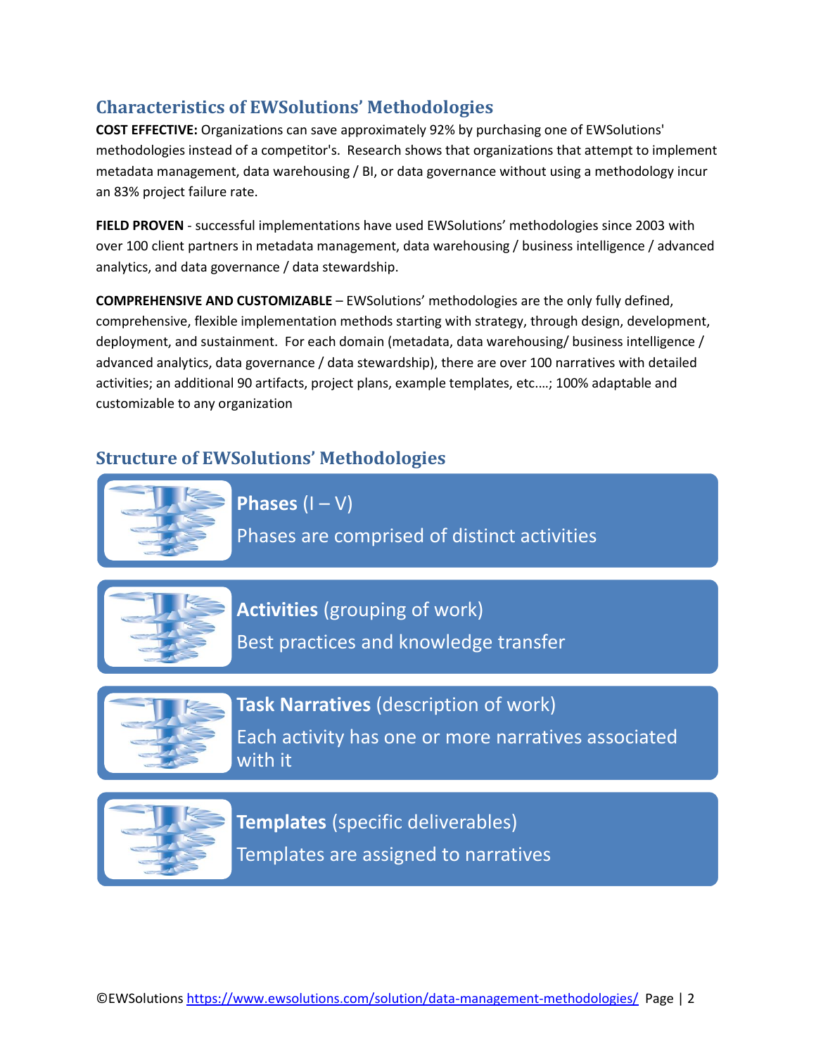## Characteristics of EWSolutions' Methodologies

**COST EFFECTIVE:** Organizations can save approximately 92% by purchasing one of EWSolutions' methodologies instead of a competitor's. Research shows that organizations that attempt to implement metadata management, data warehousing / BI, or data governance without using a methodology incur an 83% project failure rate.

**FIELD PROVEN** - successful implementations have used EWSolutions' methodologies since 2003 with over 100 client partners in metadata management, data warehousing / business intelligence / advanced analytics, and data governance / data stewardship.

**COMPREHENSIVE AND CUSTOMIZABLE** – EWSolutions' methodologies are the only fully defined, comprehensive, flexible implementation methods starting with strategy, through design, development, deployment, and sustainment. For each domain (metadata, data warehousing/ business intelligence / advanced analytics, data governance / data stewardship), there are over 100 narratives with detailed activities; an additional 90 artifacts, project plans, example templates, etc....; 100% adaptable and customizable to any organization

## Structure of EWSolutions' Methodologies

**Phases** (I – V)
Phases are comprised of distinct activities

**Activities** (grouping of work)
Best practices and knowledge transfer

**Task Narratives** (description of work)
Each activity has one or more narratives associated with it

**Templates** (specific deliverables)
Templates are assigned to narratives

©EWSolutions https://www.ewsolutions.com/solution/data-management-methodologies/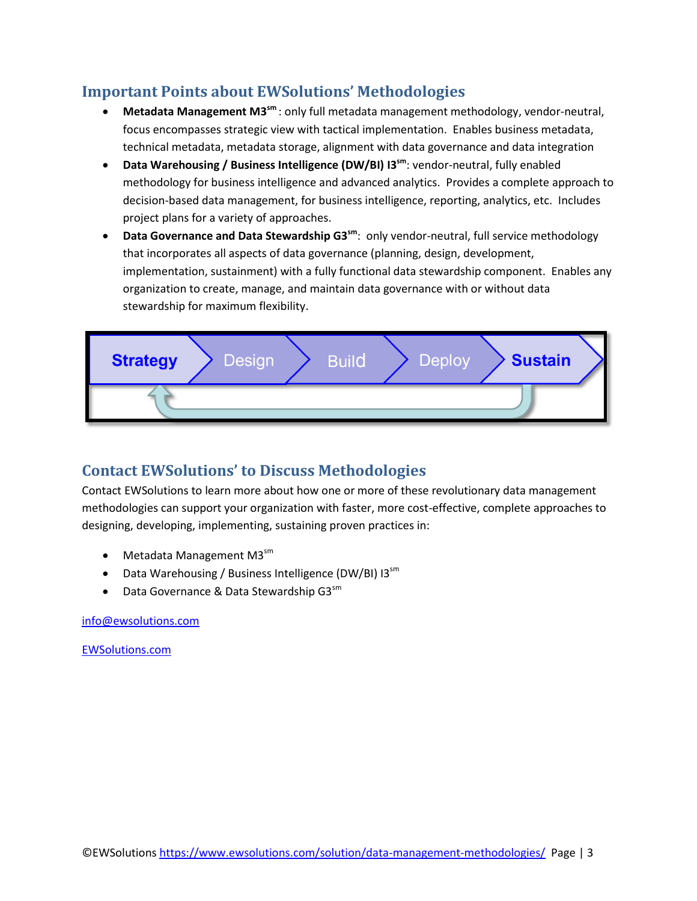## Important Points about EWSolutions' Methodologies

- **Metadata Management M3$^{sm}$** : only full metadata management methodology, vendor-neutral, focus encompasses strategic view with tactical implementation. Enables business metadata, technical metadata, metadata storage, alignment with data governance and data integration
- **Data Warehousing / Business Intelligence (DW/BI) I3$^{sm}$**: vendor-neutral, fully enabled methodology for business intelligence and advanced analytics. Provides a complete approach to decision-based data management, for business intelligence, reporting, analytics, etc. Includes project plans for a variety of approaches.
- **Data Governance and Data Stewardship G3$^{sm}$**: only vendor-neutral, full service methodology that incorporates all aspects of data governance (planning, design, development, implementation, sustainment) with a fully functional data stewardship component. Enables any organization to create, manage, and maintain data governance with or without data stewardship for maximum flexibility.

Strategy
Design
Build
Deploy
Sustain

## Contact EWSolutions' to Discuss Methodologies

Contact EWSolutions to learn more about how one or more of these revolutionary data management methodologies can support your organization with faster, more cost-effective, complete approaches to designing, developing, implementing, sustaining proven practices in:

- Metadata Management M3$^{sm}$
- Data Warehousing / Business Intelligence (DW/BI) I3$^{sm}$
- Data Governance & Data Stewardship G3$^{sm}$

info@ewsolutions.com

EWSolutions.com

©EWSolutions https://www.ewsolutions.com/solution/data-management-methodologies/